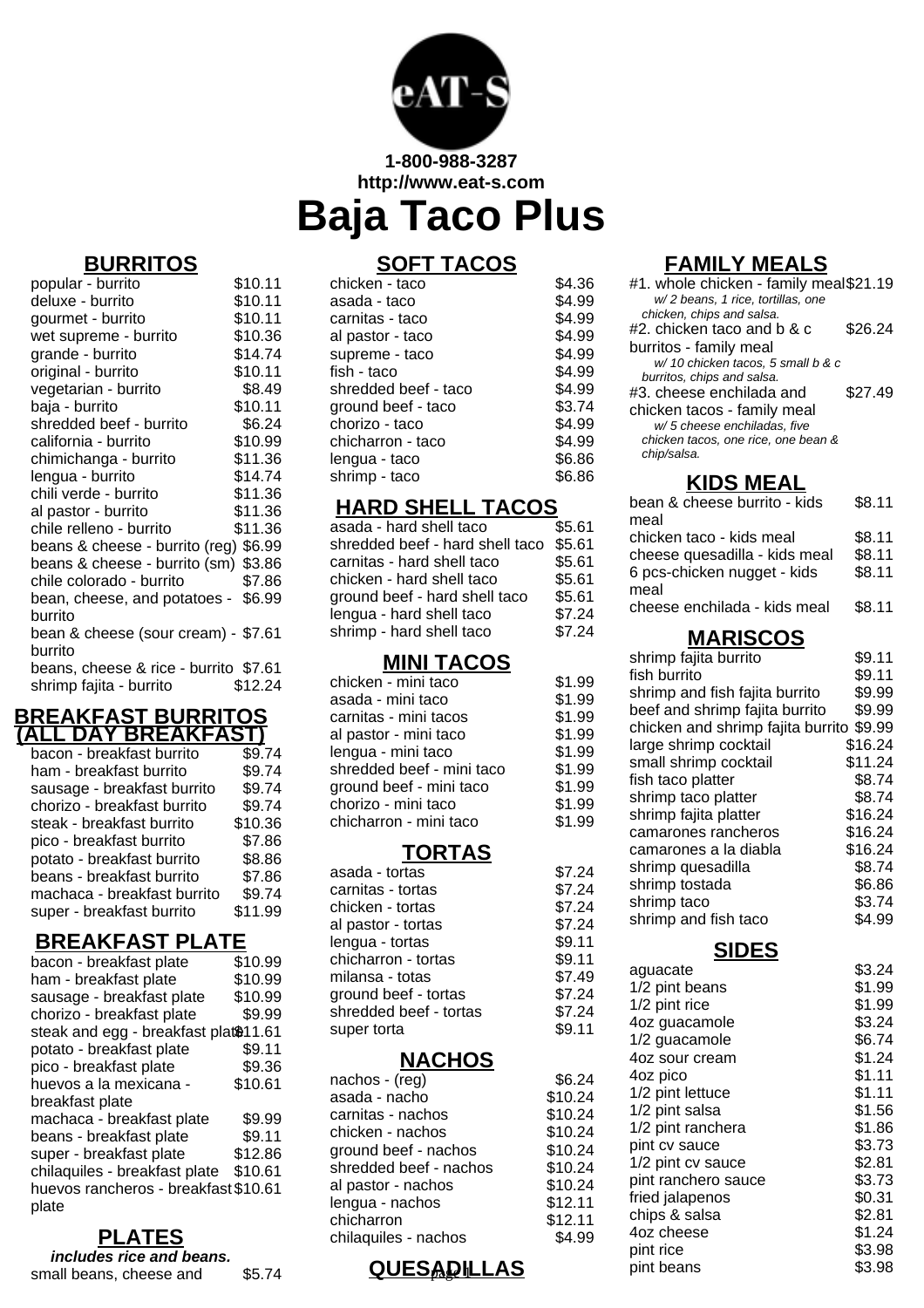1-800-988-3287
http://www.eat-s.com

# Baja Taco Plus

## BURRITOS

| Item | Price |
|---|---|
| popular - burrito | $10.11 |
| deluxe - burrito | $10.11 |
| gourmet - burrito | $10.11 |
| wet supreme - burrito | $10.36 |
| grande - burrito | $14.74 |
| original - burrito | $10.11 |
| vegetarian - burrito | $8.49 |
| baja - burrito | $10.11 |
| shredded beef - burrito | $6.24 |
| california - burrito | $10.99 |
| chimichanga - burrito | $11.36 |
| lengua - burrito | $14.74 |
| chili verde - burrito | $11.36 |
| al pastor - burrito | $11.36 |
| chile relleno - burrito | $11.36 |
| beans & cheese - burrito (reg) | $6.99 |
| beans & cheese - burrito (sm) | $3.86 |
| chile colorado - burrito | $7.86 |
| bean, cheese, and potatoes - burrito | $6.99 |
| bean & cheese (sour cream) - burrito | $7.61 |
| beans, cheese & rice - burrito | $7.61 |
| shrimp fajita - burrito | $12.24 |

## BREAKFAST BURRITOS (ALL DAY BREAKFAST)

| Item | Price |
|---|---|
| bacon - breakfast burrito | $9.74 |
| ham - breakfast burrito | $9.74 |
| sausage - breakfast burrito | $9.74 |
| chorizo - breakfast burrito | $9.74 |
| steak - breakfast burrito | $10.36 |
| pico - breakfast burrito | $7.86 |
| potato - breakfast burrito | $8.86 |
| beans - breakfast burrito | $7.86 |
| machaca - breakfast burrito | $9.74 |
| super - breakfast burrito | $11.99 |

## BREAKFAST PLATE

| Item | Price |
|---|---|
| bacon - breakfast plate | $10.99 |
| ham - breakfast plate | $10.99 |
| sausage - breakfast plate | $10.99 |
| chorizo - breakfast plate | $9.99 |
| steak and egg - breakfast plate | $11.61 |
| potato - breakfast plate | $9.11 |
| pico - breakfast plate | $9.36 |
| huevos a la mexicana - breakfast plate | $10.61 |
| machaca - breakfast plate | $9.99 |
| beans - breakfast plate | $9.11 |
| super - breakfast plate | $12.86 |
| chilaquiles - breakfast plate | $10.61 |
| huevos rancheros - breakfast plate | $10.61 |

## PLATES

***includes rice and beans.***

| Item | Price |
|---|---|
| small beans, cheese and | $5.74 |

## SOFT TACOS

| Item | Price |
|---|---|
| chicken - taco | $4.36 |
| asada - taco | $4.99 |
| carnitas - taco | $4.99 |
| al pastor - taco | $4.99 |
| supreme - taco | $4.99 |
| fish - taco | $4.99 |
| shredded beef - taco | $4.99 |
| ground beef - taco | $3.74 |
| chorizo - taco | $4.99 |
| chicharron - taco | $4.99 |
| lengua - taco | $6.86 |
| shrimp - taco | $6.86 |

## HARD SHELL TACOS

| Item | Price |
|---|---|
| asada - hard shell taco | $5.61 |
| shredded beef - hard shell taco | $5.61 |
| carnitas - hard shell taco | $5.61 |
| chicken - hard shell taco | $5.61 |
| ground beef - hard shell taco | $5.61 |
| lengua - hard shell taco | $7.24 |
| shrimp - hard shell taco | $7.24 |

## MINI TACOS

| Item | Price |
|---|---|
| chicken - mini taco | $1.99 |
| asada - mini taco | $1.99 |
| carnitas - mini tacos | $1.99 |
| al pastor - mini taco | $1.99 |
| lengua - mini taco | $1.99 |
| shredded beef - mini taco | $1.99 |
| ground beef - mini taco | $1.99 |
| chorizo - mini taco | $1.99 |
| chicharron - mini taco | $1.99 |

## TORTAS

| Item | Price |
|---|---|
| asada - tortas | $7.24 |
| carnitas - tortas | $7.24 |
| chicken - tortas | $7.24 |
| al pastor - tortas | $7.24 |
| lengua - tortas | $9.11 |
| chicharron - tortas | $9.11 |
| milansa - totas | $7.49 |
| ground beef - tortas | $7.24 |
| shredded beef - tortas | $7.24 |
| super torta | $9.11 |

## NACHOS

| Item | Price |
|---|---|
| nachos - (reg) | $6.24 |
| asada - nacho | $10.24 |
| carnitas - nachos | $10.24 |
| chicken - nachos | $10.24 |
| ground beef - nachos | $10.24 |
| shredded beef - nachos | $10.24 |
| al pastor - nachos | $10.24 |
| lengua - nachos | $12.11 |
| chicharron | $12.11 |
| chilaquiles - nachos | $4.99 |

## QUESADILLAS

## FAMILY MEALS

| Item | Price |
|---|---|
| #1. whole chicken - family meal<br>*w/ 2 beans, 1 rice, tortillas, one chicken, chips and salsa.* | $21.19 |
| #2. chicken taco and b & c burritos - family meal<br>*w/ 10 chicken tacos, 5 small b & c burritos, chips and salsa.* | $26.24 |
| #3. cheese enchilada and chicken tacos - family meal<br>*w/ 5 cheese enchiladas, five chicken tacos, one rice, one bean & chip/salsa.* | $27.49 |

## KIDS MEAL

| Item | Price |
|---|---|
| bean & cheese burrito - kids meal | $8.11 |
| chicken taco - kids meal | $8.11 |
| cheese quesadilla - kids meal | $8.11 |
| 6 pcs-chicken nugget - kids meal | $8.11 |
| cheese enchilada - kids meal | $8.11 |

## MARISCOS

| Item | Price |
|---|---|
| shrimp fajita burrito | $9.11 |
| fish burrito | $9.11 |
| shrimp and fish fajita burrito | $9.99 |
| beef and shrimp fajita burrito | $9.99 |
| chicken and shrimp fajita burrito | $9.99 |
| large shrimp cocktail | $16.24 |
| small shrimp cocktail | $11.24 |
| fish taco platter | $8.74 |
| shrimp taco platter | $8.74 |
| shrimp fajita platter | $16.24 |
| camarones rancheros | $16.24 |
| camarones a la diabla | $16.24 |
| shrimp quesadilla | $8.74 |
| shrimp tostada | $6.86 |
| shrimp taco | $3.74 |
| shrimp and fish taco | $4.99 |

## SIDES

| Item | Price |
|---|---|
| aguacate | $3.24 |
| 1/2 pint beans | $1.99 |
| 1/2 pint rice | $1.99 |
| 4oz guacamole | $3.24 |
| 1/2 guacamole | $6.74 |
| 4oz sour cream | $1.24 |
| 4oz pico | $1.11 |
| 1/2 pint lettuce | $1.11 |
| 1/2 pint salsa | $1.56 |
| 1/2 pint ranchera | $1.86 |
| pint cv sauce | $3.73 |
| 1/2 pint cv sauce | $2.81 |
| pint ranchero sauce | $3.73 |
| fried jalapenos | $0.31 |
| chips & salsa | $2.81 |
| 4oz cheese | $1.24 |
| pint rice | $3.98 |
| pint beans | $3.98 |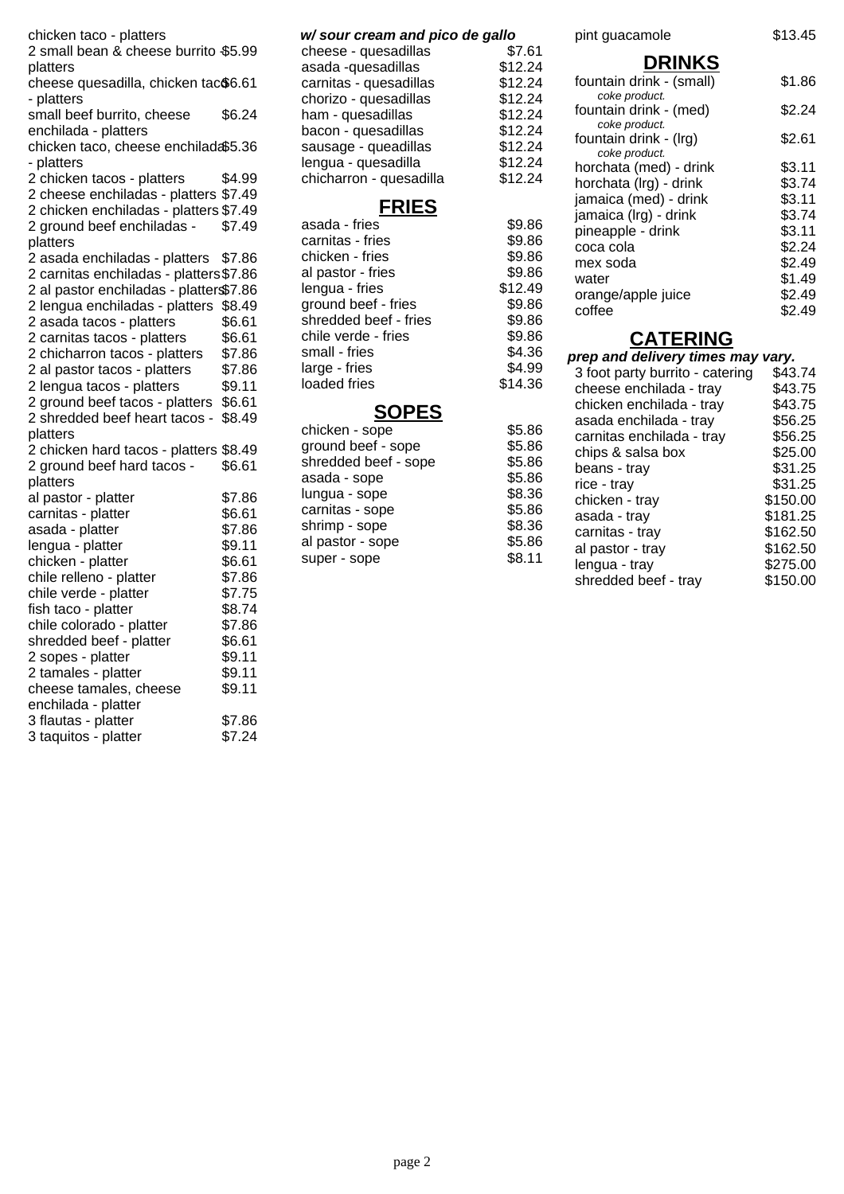| | |
|---|---|
| chicken taco - platters | |
| 2 small bean & cheese burrito - platters | $5.99 |
| cheese quesadilla, chicken taco - platters | $6.61 |
| small beef burrito, cheese enchilada - platters | $6.24 |
| chicken taco, cheese enchilada - platters | $5.36 |
| 2 chicken tacos - platters | $4.99 |
| 2 cheese enchiladas - platters | $7.49 |
| 2 chicken enchiladas - platters | $7.49 |
| 2 ground beef enchiladas - platters | $7.49 |
| 2 asada enchiladas - platters | $7.86 |
| 2 carnitas enchiladas - platters | $7.86 |
| 2 al pastor enchiladas - platters | $7.86 |
| 2 lengua enchiladas - platters | $8.49 |
| 2 asada tacos - platters | $6.61 |
| 2 carnitas tacos - platters | $6.61 |
| 2 chicharron tacos - platters | $7.86 |
| 2 al pastor tacos - platters | $7.86 |
| 2 lengua tacos - platters | $9.11 |
| 2 ground beef tacos - platters | $6.61 |
| 2 shredded beef heart tacos - platters | $8.49 |
| 2 chicken hard tacos - platters | $8.49 |
| 2 ground beef hard tacos - platters | $6.61 |
| al pastor - platter | $7.86 |
| carnitas - platter | $6.61 |
| asada - platter | $7.86 |
| lengua - platter | $9.11 |
| chicken - platter | $6.61 |
| chile relleno - platter | $7.86 |
| chile verde - platter | $7.75 |
| fish taco - platter | $8.74 |
| chile colorado - platter | $7.86 |
| shredded beef - platter | $6.61 |
| 2 sopes - platter | $9.11 |
| 2 tamales - platter | $9.11 |
| cheese tamales, cheese enchilada - platter | $9.11 |
| 3 flautas - platter | $7.86 |
| 3 taquitos - platter | $7.24 |

***w/ sour cream and pico de gallo***

| | |
|---|---|
| cheese - quesadillas | $7.61 |
| asada -quesadillas | $12.24 |
| carnitas - quesadillas | $12.24 |
| chorizo - quesadillas | $12.24 |
| ham - quesadillas | $12.24 |
| bacon - quesadillas | $12.24 |
| sausage - queadillas | $12.24 |
| lengua - quesadilla | $12.24 |
| chicharron - quesadilla | $12.24 |

## FRIES

| | |
|---|---|
| asada - fries | $9.86 |
| carnitas - fries | $9.86 |
| chicken - fries | $9.86 |
| al pastor - fries | $9.86 |
| lengua - fries | $12.49 |
| ground beef - fries | $9.86 |
| shredded beef - fries | $9.86 |
| chile verde - fries | $9.86 |
| small - fries | $4.36 |
| large - fries | $4.99 |
| loaded fries | $14.36 |

## SOPES

| | |
|---|---|
| chicken - sope | $5.86 |
| ground beef - sope | $5.86 |
| shredded beef - sope | $5.86 |
| asada - sope | $5.86 |
| lungua - sope | $8.36 |
| carnitas - sope | $5.86 |
| shrimp - sope | $8.36 |
| al pastor - sope | $5.86 |
| super - sope | $8.11 |

| | |
|---|---|
| pint guacamole | $13.45 |

## DRINKS

| | |
|---|---|
| fountain drink - (small) *coke product.* | $1.86 |
| fountain drink - (med) *coke product.* | $2.24 |
| fountain drink - (lrg) *coke product.* | $2.61 |
| horchata (med) - drink | $3.11 |
| horchata (lrg) - drink | $3.74 |
| jamaica (med) - drink | $3.11 |
| jamaica (lrg) - drink | $3.74 |
| pineapple - drink | $3.11 |
| coca cola | $2.24 |
| mex soda | $2.49 |
| water | $1.49 |
| orange/apple juice | $2.49 |
| coffee | $2.49 |

## CATERING

***prep and delivery times may vary.***

| | |
|---|---|
| 3 foot party burrito - catering | $43.74 |
| cheese enchilada - tray | $43.75 |
| chicken enchilada - tray | $43.75 |
| asada enchilada - tray | $56.25 |
| carnitas enchilada - tray | $56.25 |
| chips & salsa box | $25.00 |
| beans - tray | $31.25 |
| rice - tray | $31.25 |
| chicken - tray | $150.00 |
| asada - tray | $181.25 |
| carnitas - tray | $162.50 |
| al pastor - tray | $162.50 |
| lengua - tray | $275.00 |
| shredded beef - tray | $150.00 |